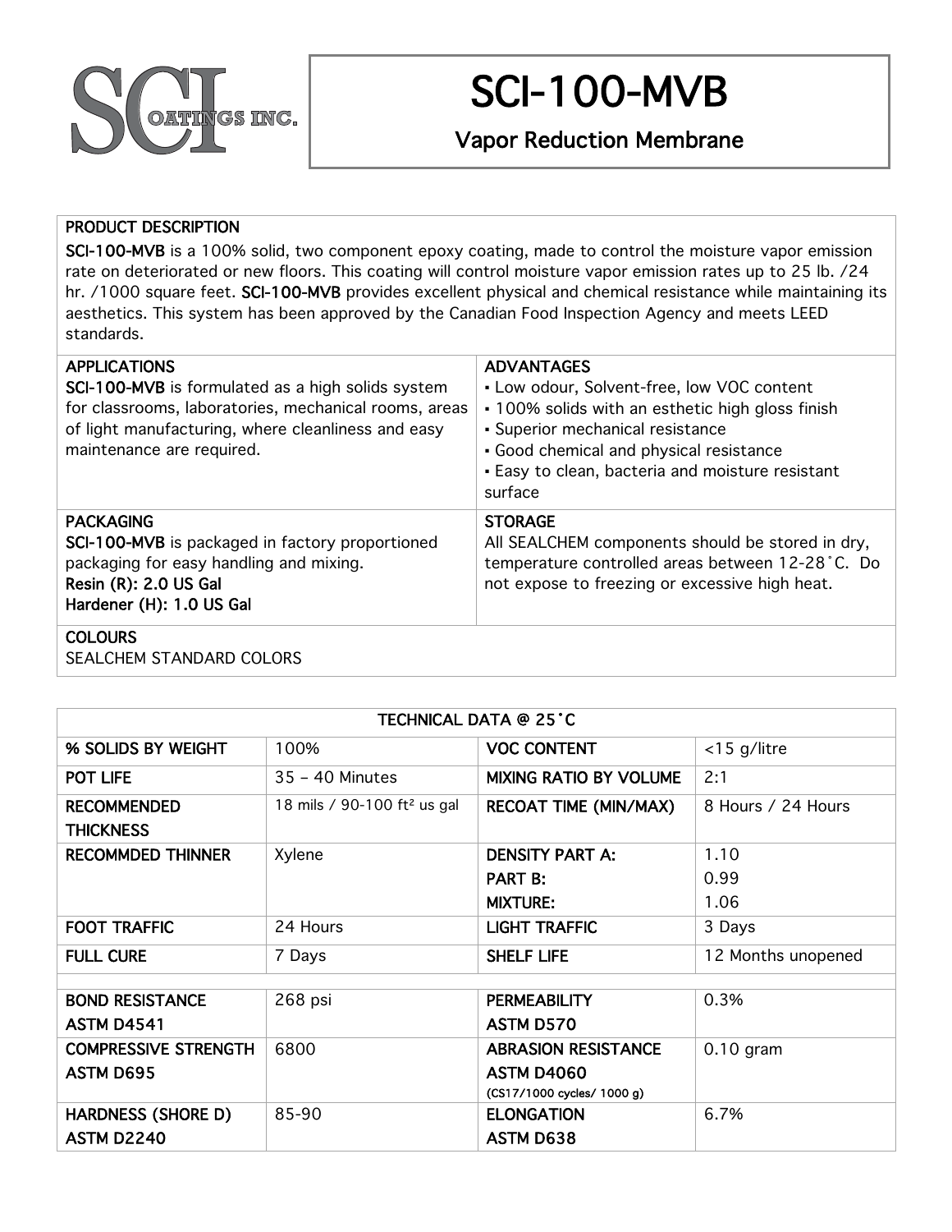SCI COATINGS INC.

# SCI-100-MVB

## Vapor Reduction Membrane

### PRODUCT DESCRIPTION

**SCI-100-MVB** is a 100% solid, two component epoxy coating, made to control the moisture vapor emission rate on deteriorated or new floors. This coating will control moisture vapor emission rates up to 25 lb. /24 hr. /1000 square feet. **SCI-100-MVB** provides excellent physical and chemical resistance while maintaining its aesthetics. This system has been approved by the Canadian Food Inspection Agency and meets LEED standards.

### APPLICATIONS

**SCI-100-MVB** is formulated as a high solids system for classrooms, laboratories, mechanical rooms, areas of light manufacturing, where cleanliness and easy maintenance are required.

### ADVANTAGES

- Low odour, Solvent-free, low VOC content
- 100% solids with an esthetic high gloss finish
- Superior mechanical resistance
- Good chemical and physical resistance
- Easy to clean, bacteria and moisture resistant surface

### PACKAGING

**SCI-100-MVB** is packaged in factory proportioned packaging for easy handling and mixing.

**Resin (R): 2.0 US Gal**
**Hardener (H): 1.0 US Gal**

### STORAGE

All SEALCHEM components should be stored in dry, temperature controlled areas between 12-28˚C. Do not expose to freezing or excessive high heat.

### COLOURS

SEALCHEM STANDARD COLORS

| TECHNICAL DATA @ 25˚C | | | |
|---|---|---|---|
| % SOLIDS BY WEIGHT | 100% | VOC CONTENT | <15 g/litre |
| POT LIFE | 35 – 40 Minutes | MIXING RATIO BY VOLUME | 2:1 |
| RECOMMENDED THICKNESS | 18 mils / 90-100 ft² us gal | RECOAT TIME (MIN/MAX) | 8 Hours / 24 Hours |
| RECOMMDED THINNER | Xylene | DENSITY PART A:<br>PART B:<br>MIXTURE: | 1.10<br>0.99<br>1.06 |
| FOOT TRAFFIC | 24 Hours | LIGHT TRAFFIC | 3 Days |
| FULL CURE | 7 Days | SHELF LIFE | 12 Months unopened |
| | | | |
| BOND RESISTANCE ASTM D4541 | 268 psi | PERMEABILITY ASTM D570 | 0.3% |
| COMPRESSIVE STRENGTH ASTM D695 | 6800 | ABRASION RESISTANCE ASTM D4060 (CS17/1000 cycles/ 1000 g) | 0.10 gram |
| HARDNESS (SHORE D) ASTM D2240 | 85-90 | ELONGATION ASTM D638 | 6.7% |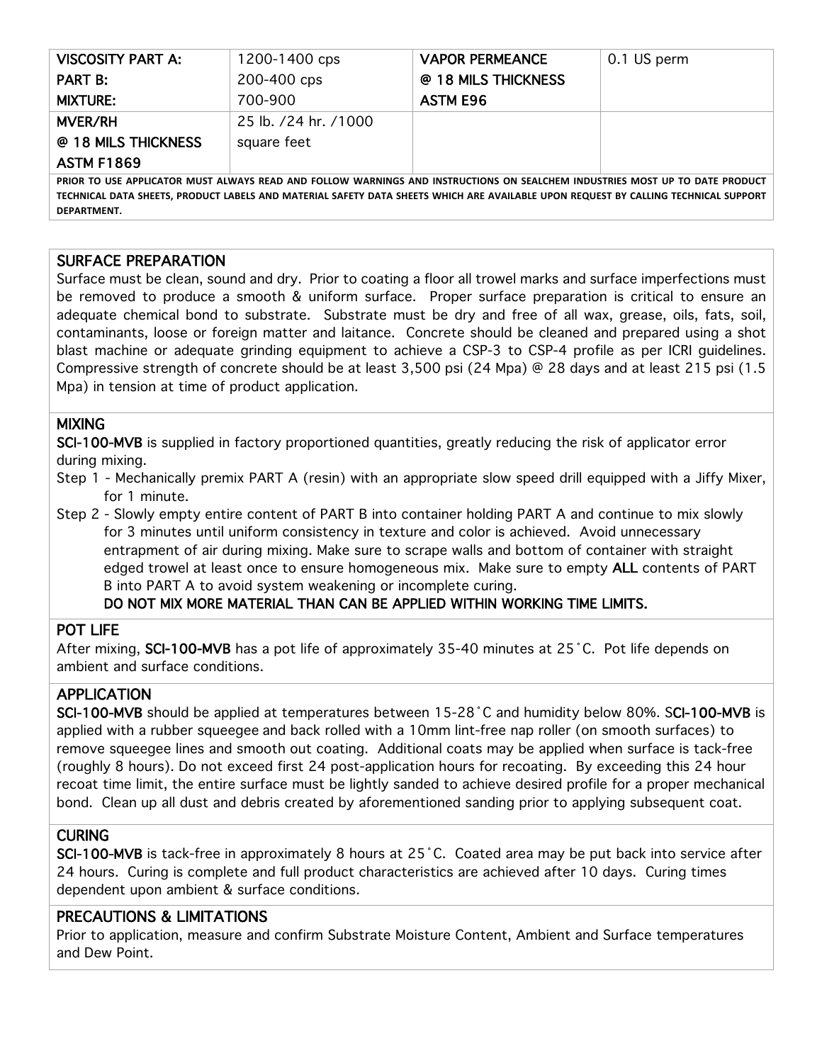| VISCOSITY PART A:<br>PART B:<br>MIXTURE: | 1200-1400 cps<br>200-400 cps<br>700-900 | VAPOR PERMEANCE<br>@ 18 MILS THICKNESS<br>ASTM E96 | 0.1 US perm |
|---|---|---|---|
| MVER/RH<br>@ 18 MILS THICKNESS<br>ASTM F1869 | 25 lb. /24 hr. /1000 square feet | | |

**PRIOR TO USE APPLICATOR MUST ALWAYS READ AND FOLLOW WARNINGS AND INSTRUCTIONS ON SEALCHEM INDUSTRIES MOST UP TO DATE PRODUCT TECHNICAL DATA SHEETS, PRODUCT LABELS AND MATERIAL SAFETY DATA SHEETS WHICH ARE AVAILABLE UPON REQUEST BY CALLING TECHNICAL SUPPORT DEPARTMENT.**

## SURFACE PREPARATION

Surface must be clean, sound and dry. Prior to coating a floor all trowel marks and surface imperfections must be removed to produce a smooth & uniform surface. Proper surface preparation is critical to ensure an adequate chemical bond to substrate. Substrate must be dry and free of all wax, grease, oils, fats, soil, contaminants, loose or foreign matter and laitance. Concrete should be cleaned and prepared using a shot blast machine or adequate grinding equipment to achieve a CSP-3 to CSP-4 profile as per ICRI guidelines. Compressive strength of concrete should be at least 3,500 psi (24 Mpa) @ 28 days and at least 215 psi (1.5 Mpa) in tension at time of product application.

## MIXING

**SCI-100-MVB** is supplied in factory proportioned quantities, greatly reducing the risk of applicator error during mixing.

Step 1 - Mechanically premix PART A (resin) with an appropriate slow speed drill equipped with a Jiffy Mixer, for 1 minute.

Step 2 - Slowly empty entire content of PART B into container holding PART A and continue to mix slowly for 3 minutes until uniform consistency in texture and color is achieved. Avoid unnecessary entrapment of air during mixing. Make sure to scrape walls and bottom of container with straight edged trowel at least once to ensure homogeneous mix. Make sure to empty **ALL** contents of PART B into PART A to avoid system weakening or incomplete curing.

**DO NOT MIX MORE MATERIAL THAN CAN BE APPLIED WITHIN WORKING TIME LIMITS.**

## POT LIFE

After mixing, **SCI-100-MVB** has a pot life of approximately 35-40 minutes at 25˚C. Pot life depends on ambient and surface conditions.

## APPLICATION

**SCI-100-MVB** should be applied at temperatures between 15-28˚C and humidity below 80%. **SCI-100-MVB** is applied with a rubber squeegee and back rolled with a 10mm lint-free nap roller (on smooth surfaces) to remove squeegee lines and smooth out coating. Additional coats may be applied when surface is tack-free (roughly 8 hours). Do not exceed first 24 post-application hours for recoating. By exceeding this 24 hour recoat time limit, the entire surface must be lightly sanded to achieve desired profile for a proper mechanical bond. Clean up all dust and debris created by aforementioned sanding prior to applying subsequent coat.

## CURING

**SCI-100-MVB** is tack-free in approximately 8 hours at 25˚C. Coated area may be put back into service after 24 hours. Curing is complete and full product characteristics are achieved after 10 days. Curing times dependent upon ambient & surface conditions.

## PRECAUTIONS & LIMITATIONS

Prior to application, measure and confirm Substrate Moisture Content, Ambient and Surface temperatures and Dew Point.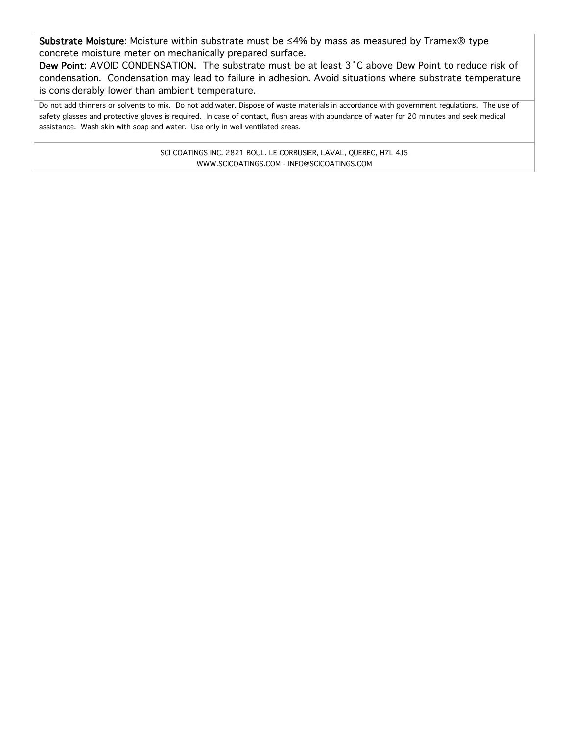**Substrate Moisture**: Moisture within substrate must be ≤4% by mass as measured by Tramex® type concrete moisture meter on mechanically prepared surface.

**Dew Point**: AVOID CONDENSATION. The substrate must be at least 3˚C above Dew Point to reduce risk of condensation. Condensation may lead to failure in adhesion. Avoid situations where substrate temperature is considerably lower than ambient temperature.

Do not add thinners or solvents to mix. Do not add water. Dispose of waste materials in accordance with government regulations. The use of safety glasses and protective gloves is required. In case of contact, flush areas with abundance of water for 20 minutes and seek medical assistance. Wash skin with soap and water. Use only in well ventilated areas.

SCI COATINGS INC. 2821 BOUL. LE CORBUSIER, LAVAL, QUEBEC, H7L 4J5
WWW.SCICOATINGS.COM - INFO@SCICOATINGS.COM